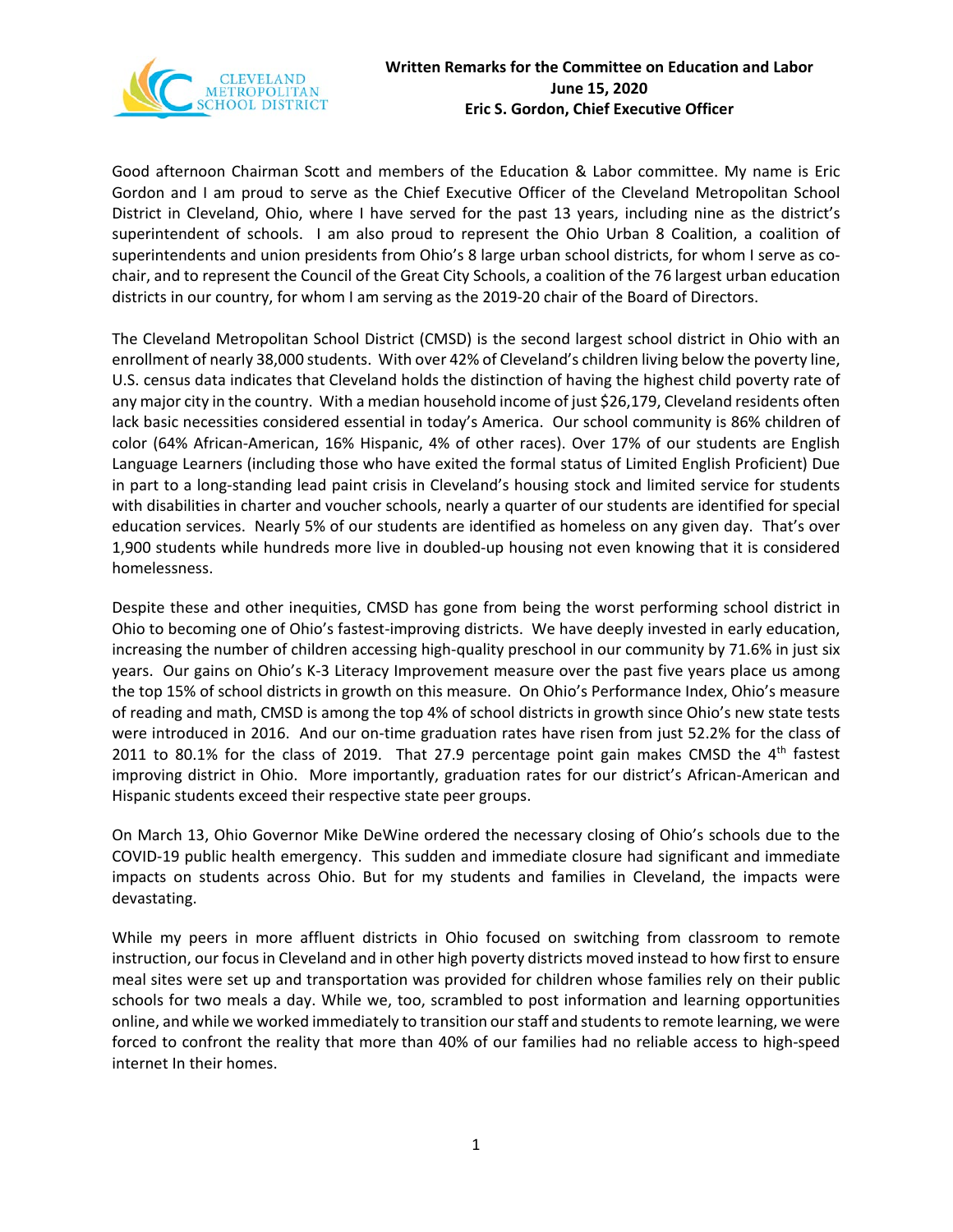**Written Remarks for the Committee on Education and Labor**
**June 15, 2020**
**Eric S. Gordon, Chief Executive Officer**

Good afternoon Chairman Scott and members of the Education & Labor committee. My name is Eric Gordon and I am proud to serve as the Chief Executive Officer of the Cleveland Metropolitan School District in Cleveland, Ohio, where I have served for the past 13 years, including nine as the district's superintendent of schools. I am also proud to represent the Ohio Urban 8 Coalition, a coalition of superintendents and union presidents from Ohio's 8 large urban school districts, for whom I serve as co-chair, and to represent the Council of the Great City Schools, a coalition of the 76 largest urban education districts in our country, for whom I am serving as the 2019-20 chair of the Board of Directors.

The Cleveland Metropolitan School District (CMSD) is the second largest school district in Ohio with an enrollment of nearly 38,000 students. With over 42% of Cleveland's children living below the poverty line, U.S. census data indicates that Cleveland holds the distinction of having the highest child poverty rate of any major city in the country. With a median household income of just $26,179, Cleveland residents often lack basic necessities considered essential in today's America. Our school community is 86% children of color (64% African-American, 16% Hispanic, 4% of other races). Over 17% of our students are English Language Learners (including those who have exited the formal status of Limited English Proficient) Due in part to a long-standing lead paint crisis in Cleveland's housing stock and limited service for students with disabilities in charter and voucher schools, nearly a quarter of our students are identified for special education services. Nearly 5% of our students are identified as homeless on any given day. That's over 1,900 students while hundreds more live in doubled-up housing not even knowing that it is considered homelessness.

Despite these and other inequities, CMSD has gone from being the worst performing school district in Ohio to becoming one of Ohio's fastest-improving districts. We have deeply invested in early education, increasing the number of children accessing high-quality preschool in our community by 71.6% in just six years. Our gains on Ohio's K-3 Literacy Improvement measure over the past five years place us among the top 15% of school districts in growth on this measure. On Ohio's Performance Index, Ohio's measure of reading and math, CMSD is among the top 4% of school districts in growth since Ohio's new state tests were introduced in 2016. And our on-time graduation rates have risen from just 52.2% for the class of 2011 to 80.1% for the class of 2019. That 27.9 percentage point gain makes CMSD the 4th fastest improving district in Ohio. More importantly, graduation rates for our district's African-American and Hispanic students exceed their respective state peer groups.

On March 13, Ohio Governor Mike DeWine ordered the necessary closing of Ohio's schools due to the COVID-19 public health emergency. This sudden and immediate closure had significant and immediate impacts on students across Ohio. But for my students and families in Cleveland, the impacts were devastating.

While my peers in more affluent districts in Ohio focused on switching from classroom to remote instruction, our focus in Cleveland and in other high poverty districts moved instead to how first to ensure meal sites were set up and transportation was provided for children whose families rely on their public schools for two meals a day. While we, too, scrambled to post information and learning opportunities online, and while we worked immediately to transition our staff and students to remote learning, we were forced to confront the reality that more than 40% of our families had no reliable access to high-speed internet In their homes.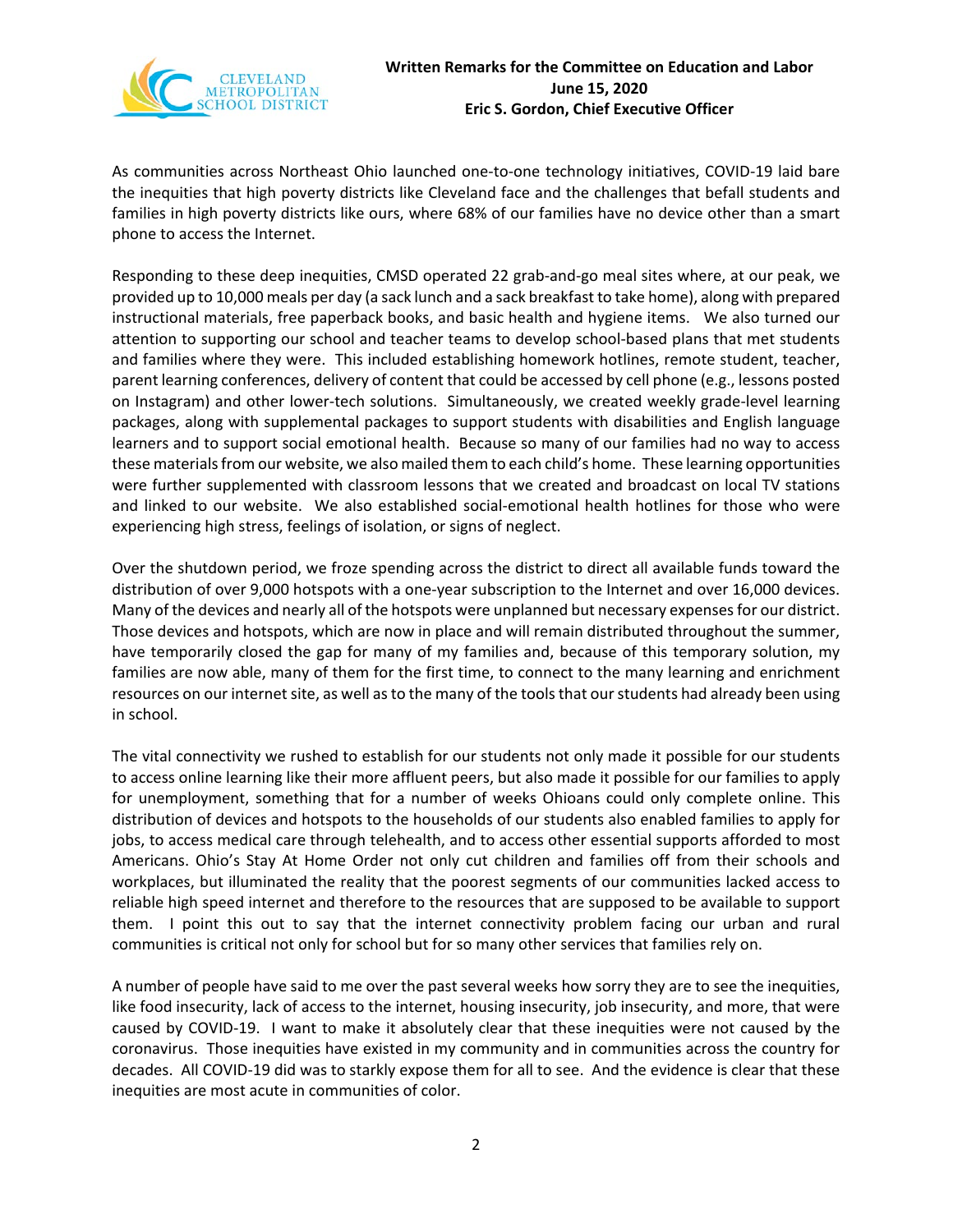As communities across Northeast Ohio launched one-to-one technology initiatives, COVID-19 laid bare the inequities that high poverty districts like Cleveland face and the challenges that befall students and families in high poverty districts like ours, where 68% of our families have no device other than a smart phone to access the Internet.

Responding to these deep inequities, CMSD operated 22 grab-and-go meal sites where, at our peak, we provided up to 10,000 meals per day (a sack lunch and a sack breakfast to take home), along with prepared instructional materials, free paperback books, and basic health and hygiene items. We also turned our attention to supporting our school and teacher teams to develop school-based plans that met students and families where they were. This included establishing homework hotlines, remote student, teacher, parent learning conferences, delivery of content that could be accessed by cell phone (e.g., lessons posted on Instagram) and other lower-tech solutions. Simultaneously, we created weekly grade-level learning packages, along with supplemental packages to support students with disabilities and English language learners and to support social emotional health. Because so many of our families had no way to access these materials from our website, we also mailed them to each child's home. These learning opportunities were further supplemented with classroom lessons that we created and broadcast on local TV stations and linked to our website. We also established social-emotional health hotlines for those who were experiencing high stress, feelings of isolation, or signs of neglect.

Over the shutdown period, we froze spending across the district to direct all available funds toward the distribution of over 9,000 hotspots with a one-year subscription to the Internet and over 16,000 devices. Many of the devices and nearly all of the hotspots were unplanned but necessary expenses for our district. Those devices and hotspots, which are now in place and will remain distributed throughout the summer, have temporarily closed the gap for many of my families and, because of this temporary solution, my families are now able, many of them for the first time, to connect to the many learning and enrichment resources on our internet site, as well as to the many of the tools that our students had already been using in school.

The vital connectivity we rushed to establish for our students not only made it possible for our students to access online learning like their more affluent peers, but also made it possible for our families to apply for unemployment, something that for a number of weeks Ohioans could only complete online. This distribution of devices and hotspots to the households of our students also enabled families to apply for jobs, to access medical care through telehealth, and to access other essential supports afforded to most Americans. Ohio's Stay At Home Order not only cut children and families off from their schools and workplaces, but illuminated the reality that the poorest segments of our communities lacked access to reliable high speed internet and therefore to the resources that are supposed to be available to support them. I point this out to say that the internet connectivity problem facing our urban and rural communities is critical not only for school but for so many other services that families rely on.

A number of people have said to me over the past several weeks how sorry they are to see the inequities, like food insecurity, lack of access to the internet, housing insecurity, job insecurity, and more, that were caused by COVID-19. I want to make it absolutely clear that these inequities were not caused by the coronavirus. Those inequities have existed in my community and in communities across the country for decades. All COVID-19 did was to starkly expose them for all to see. And the evidence is clear that these inequities are most acute in communities of color.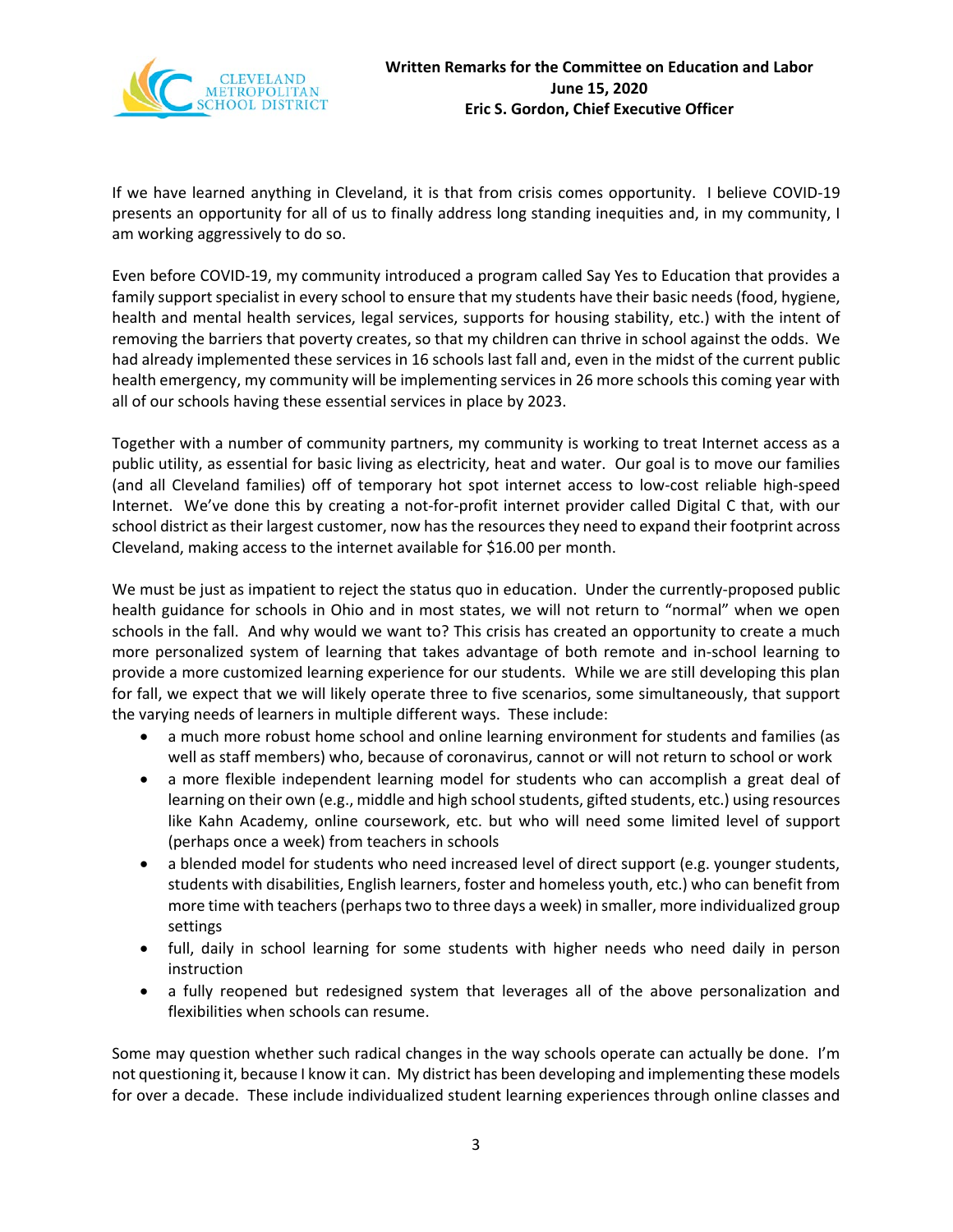**Written Remarks for the Committee on Education and Labor**
**June 15, 2020**
**Eric S. Gordon, Chief Executive Officer**

If we have learned anything in Cleveland, it is that from crisis comes opportunity. I believe COVID-19 presents an opportunity for all of us to finally address long standing inequities and, in my community, I am working aggressively to do so.

Even before COVID-19, my community introduced a program called Say Yes to Education that provides a family support specialist in every school to ensure that my students have their basic needs (food, hygiene, health and mental health services, legal services, supports for housing stability, etc.) with the intent of removing the barriers that poverty creates, so that my children can thrive in school against the odds. We had already implemented these services in 16 schools last fall and, even in the midst of the current public health emergency, my community will be implementing services in 26 more schools this coming year with all of our schools having these essential services in place by 2023.

Together with a number of community partners, my community is working to treat Internet access as a public utility, as essential for basic living as electricity, heat and water. Our goal is to move our families (and all Cleveland families) off of temporary hot spot internet access to low-cost reliable high-speed Internet. We've done this by creating a not-for-profit internet provider called Digital C that, with our school district as their largest customer, now has the resources they need to expand their footprint across Cleveland, making access to the internet available for $16.00 per month.

We must be just as impatient to reject the status quo in education. Under the currently-proposed public health guidance for schools in Ohio and in most states, we will not return to "normal" when we open schools in the fall. And why would we want to? This crisis has created an opportunity to create a much more personalized system of learning that takes advantage of both remote and in-school learning to provide a more customized learning experience for our students. While we are still developing this plan for fall, we expect that we will likely operate three to five scenarios, some simultaneously, that support the varying needs of learners in multiple different ways. These include:

- a much more robust home school and online learning environment for students and families (as well as staff members) who, because of coronavirus, cannot or will not return to school or work
- a more flexible independent learning model for students who can accomplish a great deal of learning on their own (e.g., middle and high school students, gifted students, etc.) using resources like Kahn Academy, online coursework, etc. but who will need some limited level of support (perhaps once a week) from teachers in schools
- a blended model for students who need increased level of direct support (e.g. younger students, students with disabilities, English learners, foster and homeless youth, etc.) who can benefit from more time with teachers (perhaps two to three days a week) in smaller, more individualized group settings
- full, daily in school learning for some students with higher needs who need daily in person instruction
- a fully reopened but redesigned system that leverages all of the above personalization and flexibilities when schools can resume.

Some may question whether such radical changes in the way schools operate can actually be done. I'm not questioning it, because I know it can. My district has been developing and implementing these models for over a decade. These include individualized student learning experiences through online classes and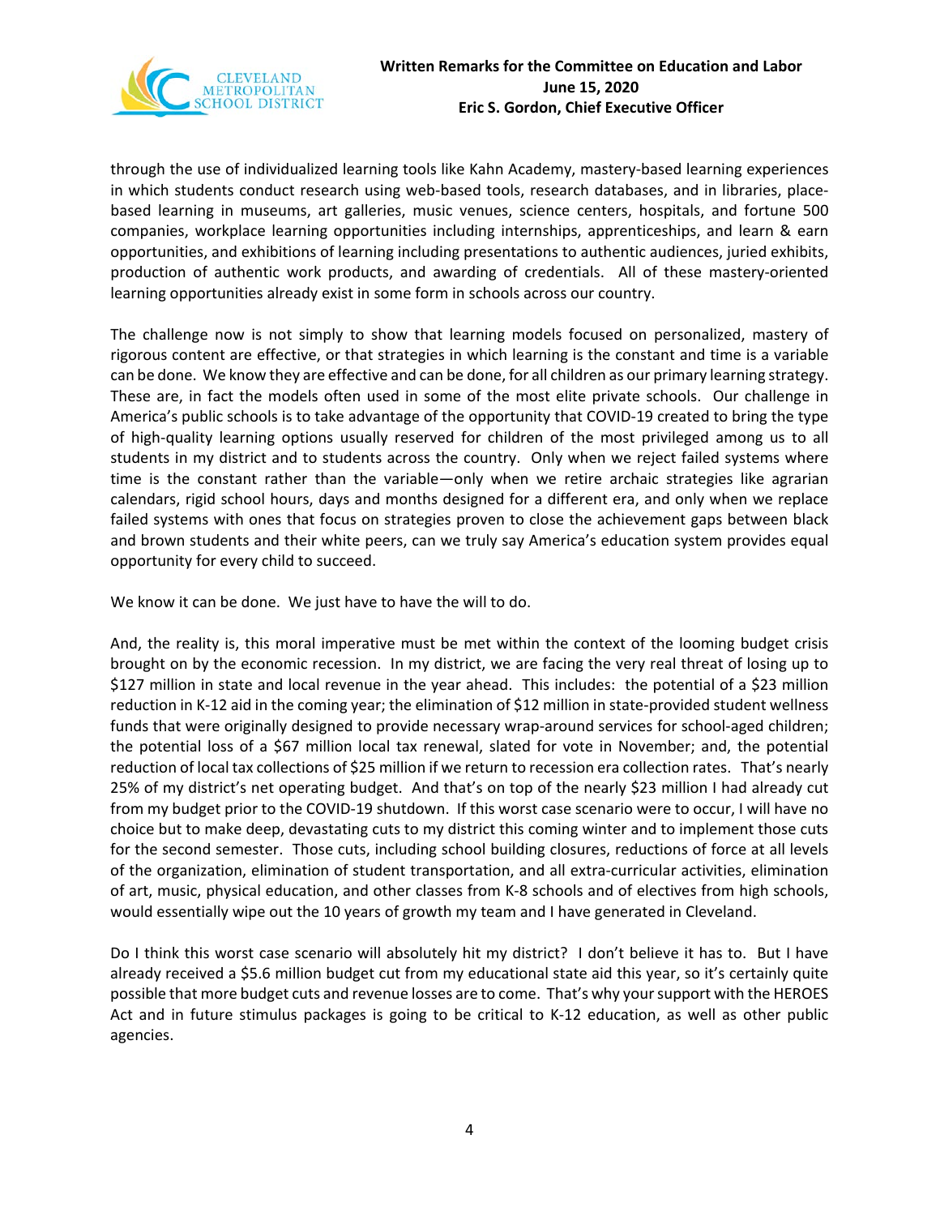through the use of individualized learning tools like Kahn Academy, mastery-based learning experiences in which students conduct research using web-based tools, research databases, and in libraries, place-based learning in museums, art galleries, music venues, science centers, hospitals, and fortune 500 companies, workplace learning opportunities including internships, apprenticeships, and learn & earn opportunities, and exhibitions of learning including presentations to authentic audiences, juried exhibits, production of authentic work products, and awarding of credentials. All of these mastery-oriented learning opportunities already exist in some form in schools across our country.

The challenge now is not simply to show that learning models focused on personalized, mastery of rigorous content are effective, or that strategies in which learning is the constant and time is a variable can be done. We know they are effective and can be done, for all children as our primary learning strategy. These are, in fact the models often used in some of the most elite private schools. Our challenge in America's public schools is to take advantage of the opportunity that COVID-19 created to bring the type of high-quality learning options usually reserved for children of the most privileged among us to all students in my district and to students across the country. Only when we reject failed systems where time is the constant rather than the variable—only when we retire archaic strategies like agrarian calendars, rigid school hours, days and months designed for a different era, and only when we replace failed systems with ones that focus on strategies proven to close the achievement gaps between black and brown students and their white peers, can we truly say America's education system provides equal opportunity for every child to succeed.

We know it can be done. We just have to have the will to do.

And, the reality is, this moral imperative must be met within the context of the looming budget crisis brought on by the economic recession. In my district, we are facing the very real threat of losing up to $127 million in state and local revenue in the year ahead. This includes: the potential of a $23 million reduction in K-12 aid in the coming year; the elimination of $12 million in state-provided student wellness funds that were originally designed to provide necessary wrap-around services for school-aged children; the potential loss of a $67 million local tax renewal, slated for vote in November; and, the potential reduction of local tax collections of $25 million if we return to recession era collection rates. That's nearly 25% of my district's net operating budget. And that's on top of the nearly $23 million I had already cut from my budget prior to the COVID-19 shutdown. If this worst case scenario were to occur, I will have no choice but to make deep, devastating cuts to my district this coming winter and to implement those cuts for the second semester. Those cuts, including school building closures, reductions of force at all levels of the organization, elimination of student transportation, and all extra-curricular activities, elimination of art, music, physical education, and other classes from K-8 schools and of electives from high schools, would essentially wipe out the 10 years of growth my team and I have generated in Cleveland.

Do I think this worst case scenario will absolutely hit my district? I don't believe it has to. But I have already received a $5.6 million budget cut from my educational state aid this year, so it's certainly quite possible that more budget cuts and revenue losses are to come. That's why your support with the HEROES Act and in future stimulus packages is going to be critical to K-12 education, as well as other public agencies.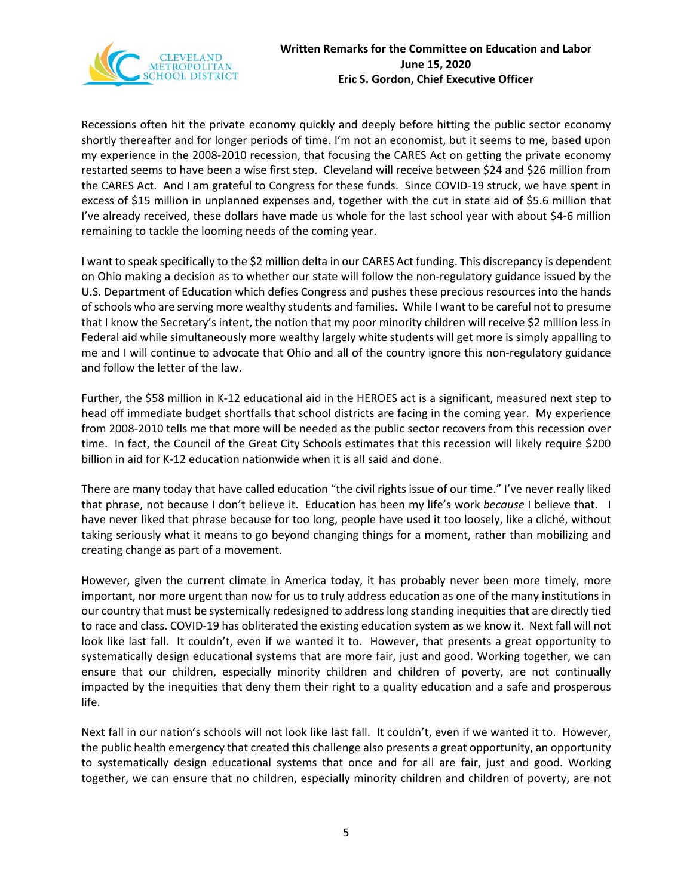Recessions often hit the private economy quickly and deeply before hitting the public sector economy shortly thereafter and for longer periods of time. I'm not an economist, but it seems to me, based upon my experience in the 2008-2010 recession, that focusing the CARES Act on getting the private economy restarted seems to have been a wise first step. Cleveland will receive between $24 and $26 million from the CARES Act. And I am grateful to Congress for these funds. Since COVID-19 struck, we have spent in excess of $15 million in unplanned expenses and, together with the cut in state aid of $5.6 million that I've already received, these dollars have made us whole for the last school year with about $4-6 million remaining to tackle the looming needs of the coming year.

I want to speak specifically to the $2 million delta in our CARES Act funding. This discrepancy is dependent on Ohio making a decision as to whether our state will follow the non-regulatory guidance issued by the U.S. Department of Education which defies Congress and pushes these precious resources into the hands of schools who are serving more wealthy students and families. While I want to be careful not to presume that I know the Secretary's intent, the notion that my poor minority children will receive $2 million less in Federal aid while simultaneously more wealthy largely white students will get more is simply appalling to me and I will continue to advocate that Ohio and all of the country ignore this non-regulatory guidance and follow the letter of the law.

Further, the $58 million in K-12 educational aid in the HEROES act is a significant, measured next step to head off immediate budget shortfalls that school districts are facing in the coming year. My experience from 2008-2010 tells me that more will be needed as the public sector recovers from this recession over time. In fact, the Council of the Great City Schools estimates that this recession will likely require $200 billion in aid for K-12 education nationwide when it is all said and done.

There are many today that have called education "the civil rights issue of our time." I've never really liked that phrase, not because I don't believe it. Education has been my life's work *because* I believe that. I have never liked that phrase because for too long, people have used it too loosely, like a cliché, without taking seriously what it means to go beyond changing things for a moment, rather than mobilizing and creating change as part of a movement.

However, given the current climate in America today, it has probably never been more timely, more important, nor more urgent than now for us to truly address education as one of the many institutions in our country that must be systemically redesigned to address long standing inequities that are directly tied to race and class. COVID-19 has obliterated the existing education system as we know it. Next fall will not look like last fall. It couldn't, even if we wanted it to. However, that presents a great opportunity to systematically design educational systems that are more fair, just and good. Working together, we can ensure that our children, especially minority children and children of poverty, are not continually impacted by the inequities that deny them their right to a quality education and a safe and prosperous life.

Next fall in our nation's schools will not look like last fall. It couldn't, even if we wanted it to. However, the public health emergency that created this challenge also presents a great opportunity, an opportunity to systematically design educational systems that once and for all are fair, just and good. Working together, we can ensure that no children, especially minority children and children of poverty, are not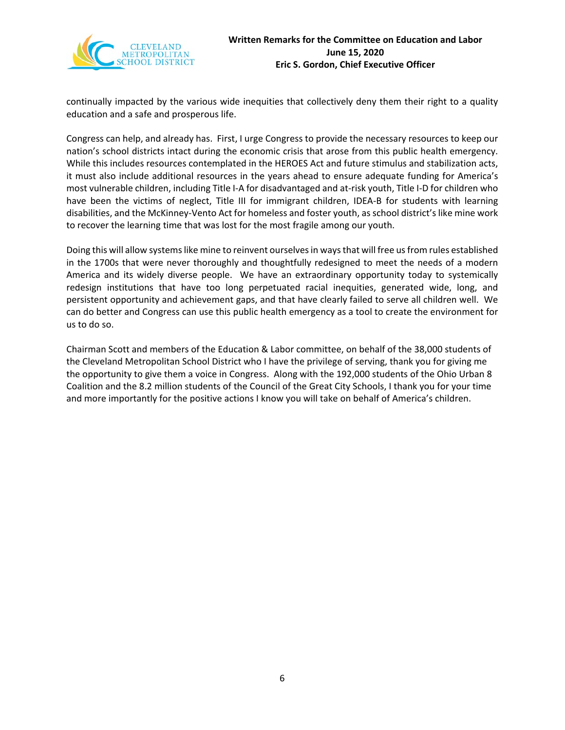continually impacted by the various wide inequities that collectively deny them their right to a quality education and a safe and prosperous life.

Congress can help, and already has. First, I urge Congress to provide the necessary resources to keep our nation's school districts intact during the economic crisis that arose from this public health emergency. While this includes resources contemplated in the HEROES Act and future stimulus and stabilization acts, it must also include additional resources in the years ahead to ensure adequate funding for America's most vulnerable children, including Title I-A for disadvantaged and at-risk youth, Title I-D for children who have been the victims of neglect, Title III for immigrant children, IDEA-B for students with learning disabilities, and the McKinney-Vento Act for homeless and foster youth, as school district's like mine work to recover the learning time that was lost for the most fragile among our youth.

Doing this will allow systems like mine to reinvent ourselves in ways that will free us from rules established in the 1700s that were never thoroughly and thoughtfully redesigned to meet the needs of a modern America and its widely diverse people. We have an extraordinary opportunity today to systemically redesign institutions that have too long perpetuated racial inequities, generated wide, long, and persistent opportunity and achievement gaps, and that have clearly failed to serve all children well. We can do better and Congress can use this public health emergency as a tool to create the environment for us to do so.

Chairman Scott and members of the Education & Labor committee, on behalf of the 38,000 students of the Cleveland Metropolitan School District who I have the privilege of serving, thank you for giving me the opportunity to give them a voice in Congress. Along with the 192,000 students of the Ohio Urban 8 Coalition and the 8.2 million students of the Council of the Great City Schools, I thank you for your time and more importantly for the positive actions I know you will take on behalf of America's children.